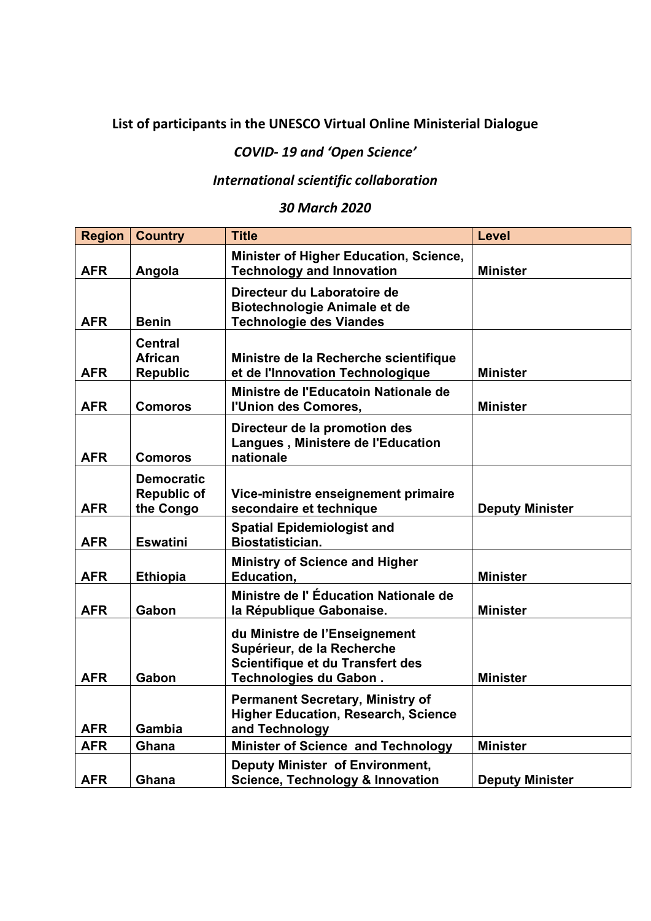**List of participants in the UNESCO Virtual Online Ministerial Dialogue**

***COVID- 19 and 'Open Science'***

***International scientific collaboration***

***30 March 2020***

| Region | Country | Title | Level |
|---|---|---|---|
| AFR | Angola | Minister of Higher Education, Science, Technology and Innovation | Minister |
| AFR | Benin | Directeur du Laboratoire de Biotechnologie Animale et de Technologie des Viandes | |
| AFR | Central African Republic | Ministre de la Recherche scientifique et de l'Innovation Technologique | Minister |
| AFR | Comoros | Ministre de l'Educatoin Nationale de l'Union des Comores, | Minister |
| AFR | Comoros | Directeur de la promotion des Langues , Ministere de l'Education nationale | |
| AFR | Democratic Republic of the Congo | Vice-ministre enseignement primaire secondaire et technique | Deputy Minister |
| AFR | Eswatini | Spatial Epidemiologist and Biostatistician. | |
| AFR | Ethiopia | Ministry of Science and Higher Education, | Minister |
| AFR | Gabon | Ministre de l' Éducation Nationale de la République Gabonaise. | Minister |
| AFR | Gabon | du Ministre de l'Enseignement Supérieur, de la Recherche Scientifique et du Transfert des Technologies du Gabon . | Minister |
| AFR | Gambia | Permanent Secretary, Ministry of Higher Education, Research, Science and Technology | |
| AFR | Ghana | Minister of Science and Technology | Minister |
| AFR | Ghana | Deputy Minister of Environment, Science, Technology & Innovation | Deputy Minister |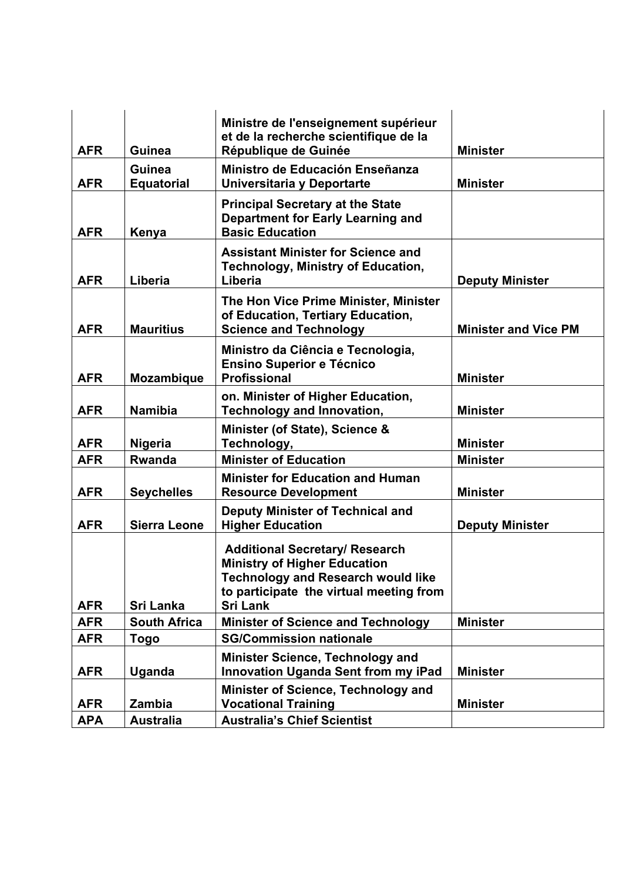| | | | |
|---|---|---|---|
| AFR | Guinea | Ministre de l'enseignement supérieur et de la recherche scientifique de la République de Guinée | Minister |
| AFR | Guinea Equatorial | Ministro de Educación Enseñanza Universitaria y Deportarte | Minister |
| AFR | Kenya | Principal Secretary at the State Department for Early Learning and Basic Education | |
| AFR | Liberia | Assistant Minister for Science and Technology, Ministry of Education, Liberia | Deputy Minister |
| AFR | Mauritius | The Hon Vice Prime Minister, Minister of Education, Tertiary Education, Science and Technology | Minister and Vice PM |
| AFR | Mozambique | Ministro da Ciência e Tecnologia, Ensino Superior e Técnico Profissional | Minister |
| AFR | Namibia | on. Minister of Higher Education, Technology and Innovation, | Minister |
| AFR | Nigeria | Minister (of State), Science & Technology, | Minister |
| AFR | Rwanda | Minister of Education | Minister |
| AFR | Seychelles | Minister for Education and Human Resource Development | Minister |
| AFR | Sierra Leone | Deputy Minister of Technical and Higher Education | Deputy Minister |
| AFR | Sri Lanka | Additional Secretary/ Research Ministry of Higher Education Technology and Research would like to participate the virtual meeting from Sri Lank | |
| AFR | South Africa | Minister of Science and Technology | Minister |
| AFR | Togo | SG/Commission nationale | |
| AFR | Uganda | Minister Science, Technology and Innovation Uganda Sent from my iPad | Minister |
| AFR | Zambia | Minister of Science, Technology and Vocational Training | Minister |
| APA | Australia | Australia's Chief Scientist | |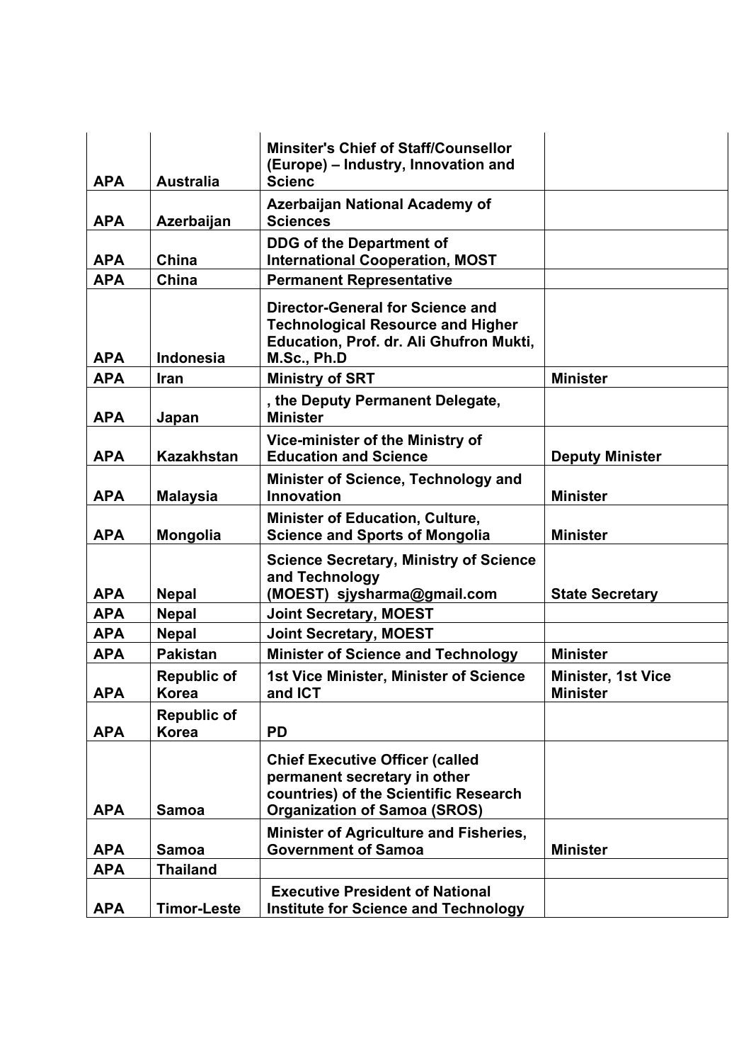| APA | Australia | Minsiter's Chief of Staff/Counsellor (Europe) – Industry, Innovation and Scienc | |
|---|---|---|---|
| APA | Azerbaijan | Azerbaijan National Academy of Sciences | |
| APA | China | DDG of the Department of International Cooperation, MOST | |
| APA | China | Permanent Representative | |
| APA | Indonesia | Director-General for Science and Technological Resource and Higher Education, Prof. dr. Ali Ghufron Mukti, M.Sc., Ph.D | |
| APA | Iran | Ministry of SRT | Minister |
| APA | Japan | , the Deputy Permanent Delegate, Minister | |
| APA | Kazakhstan | Vice-minister of the Ministry of Education and Science | Deputy Minister |
| APA | Malaysia | Minister of Science, Technology and Innovation | Minister |
| APA | Mongolia | Minister of Education, Culture, Science and Sports of Mongolia | Minister |
| APA | Nepal | Science Secretary, Ministry of Science and Technology (MOEST) sjysharma@gmail.com | State Secretary |
| APA | Nepal | Joint Secretary, MOEST | |
| APA | Nepal | Joint Secretary, MOEST | |
| APA | Pakistan | Minister of Science and Technology | Minister |
| APA | Republic of Korea | 1st Vice Minister, Minister of Science and ICT | Minister, 1st Vice Minister |
| APA | Republic of Korea | PD | |
| APA | Samoa | Chief Executive Officer (called permanent secretary in other countries) of the Scientific Research Organization of Samoa (SROS) | |
| APA | Samoa | Minister of Agriculture and Fisheries, Government of Samoa | Minister |
| APA | Thailand | | |
| APA | Timor-Leste | Executive President of National Institute for Science and Technology | |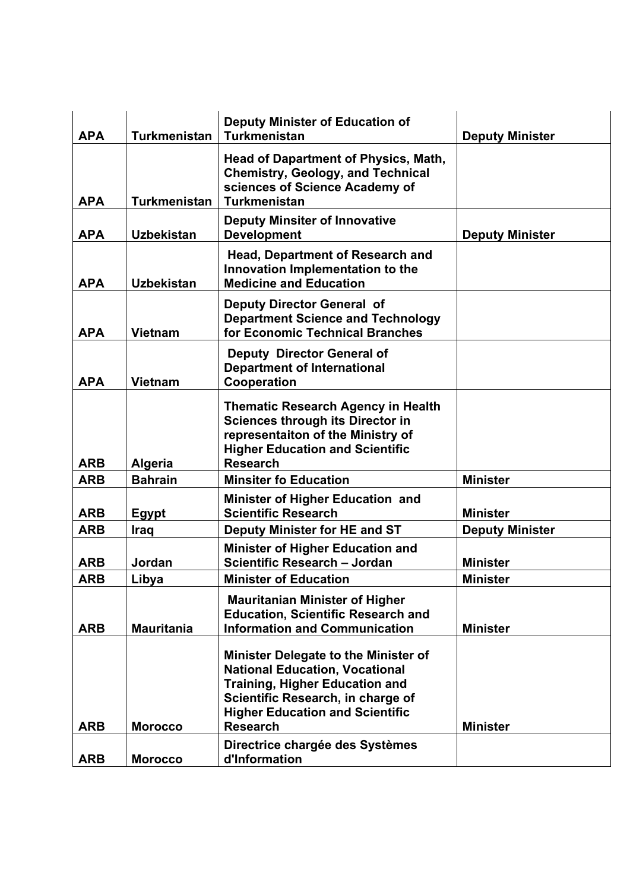| APA | Turkmenistan | Deputy Minister of Education of Turkmenistan | Deputy Minister |
|---|---|---|---|
| APA | Turkmenistan | Head of Dapartment of Physics, Math, Chemistry, Geology, and Technical sciences of Science Academy of Turkmenistan | |
| APA | Uzbekistan | Deputy Minsiter of Innovative Development | Deputy Minister |
| APA | Uzbekistan | Head, Department of Research and Innovation Implementation to the Medicine and Education | |
| APA | Vietnam | Deputy Director General of Department Science and Technology for Economic Technical Branches | |
| APA | Vietnam | Deputy Director General of Department of International Cooperation | |
| ARB | Algeria | Thematic Research Agency in Health Sciences through its Director in representaiton of the Ministry of Higher Education and Scientific Research | |
| ARB | Bahrain | Minsiter fo Education | Minister |
| ARB | Egypt | Minister of Higher Education and Scientific Research | Minister |
| ARB | Iraq | Deputy Minister for HE and ST | Deputy Minister |
| ARB | Jordan | Minister of Higher Education and Scientific Research – Jordan | Minister |
| ARB | Libya | Minister of Education | Minister |
| ARB | Mauritania | Mauritanian Minister of Higher Education, Scientific Research and Information and Communication | Minister |
| ARB | Morocco | Minister Delegate to the Minister of National Education, Vocational Training, Higher Education and Scientific Research, in charge of Higher Education and Scientific Research | Minister |
| ARB | Morocco | Directrice chargée des Systèmes d'Information | |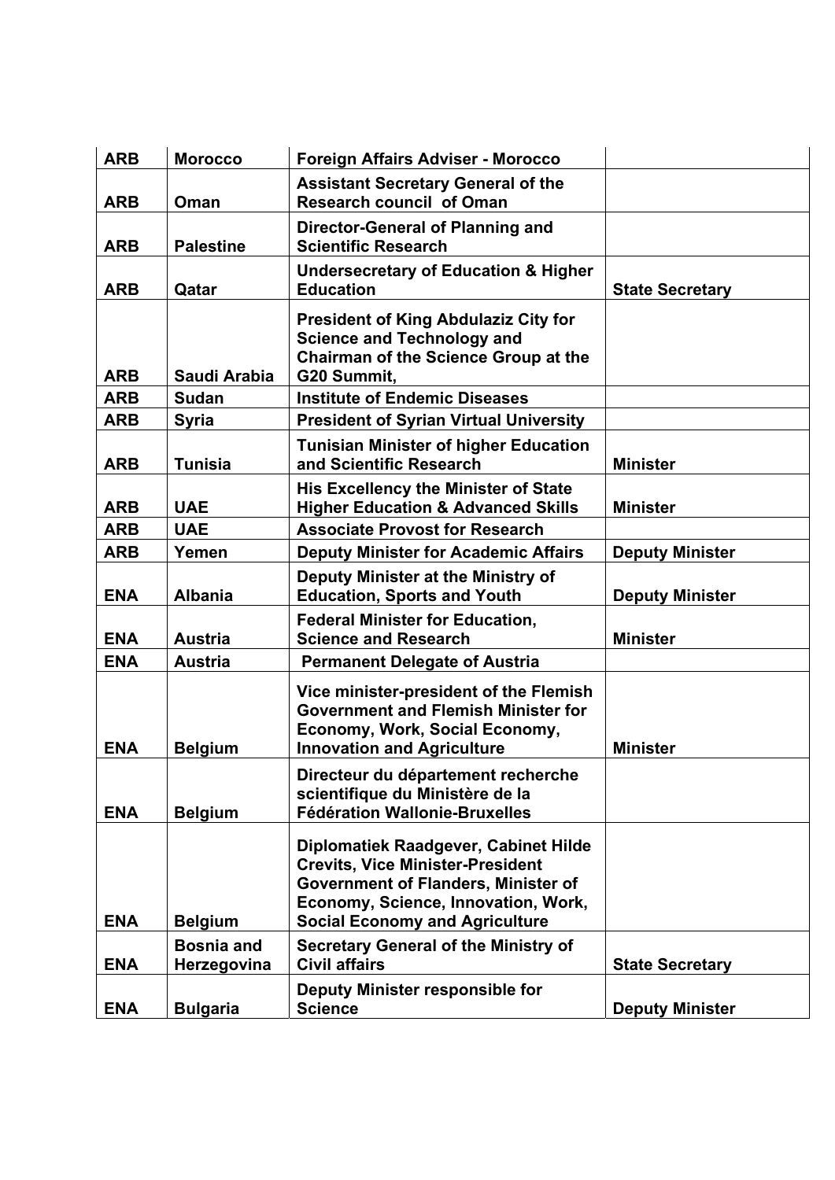| ARB | Morocco | Foreign Affairs Adviser - Morocco | |
|---|---|---|---|
| ARB | Oman | Assistant Secretary General of the Research council of Oman | |
| ARB | Palestine | Director-General of Planning and Scientific Research | |
| ARB | Qatar | Undersecretary of Education & Higher Education | State Secretary |
| ARB | Saudi Arabia | President of King Abdulaziz City for Science and Technology and Chairman of the Science Group at the G20 Summit, | |
| ARB | Sudan | Institute of Endemic Diseases | |
| ARB | Syria | President of Syrian Virtual University | |
| ARB | Tunisia | Tunisian Minister of higher Education and Scientific Research | Minister |
| ARB | UAE | His Excellency the Minister of State Higher Education & Advanced Skills | Minister |
| ARB | UAE | Associate Provost for Research | |
| ARB | Yemen | Deputy Minister for Academic Affairs | Deputy Minister |
| ENA | Albania | Deputy Minister at the Ministry of Education, Sports and Youth | Deputy Minister |
| ENA | Austria | Federal Minister for Education, Science and Research | Minister |
| ENA | Austria | Permanent Delegate of Austria | |
| ENA | Belgium | Vice minister-president of the Flemish Government and Flemish Minister for Economy, Work, Social Economy, Innovation and Agriculture | Minister |
| ENA | Belgium | Directeur du département recherche scientifique du Ministère de la Fédération Wallonie-Bruxelles | |
| ENA | Belgium | Diplomatiek Raadgever, Cabinet Hilde Crevits, Vice Minister-President Government of Flanders, Minister of Economy, Science, Innovation, Work, Social Economy and Agriculture | |
| ENA | Bosnia and Herzegovina | Secretary General of the Ministry of Civil affairs | State Secretary |
| ENA | Bulgaria | Deputy Minister responsible for Science | Deputy Minister |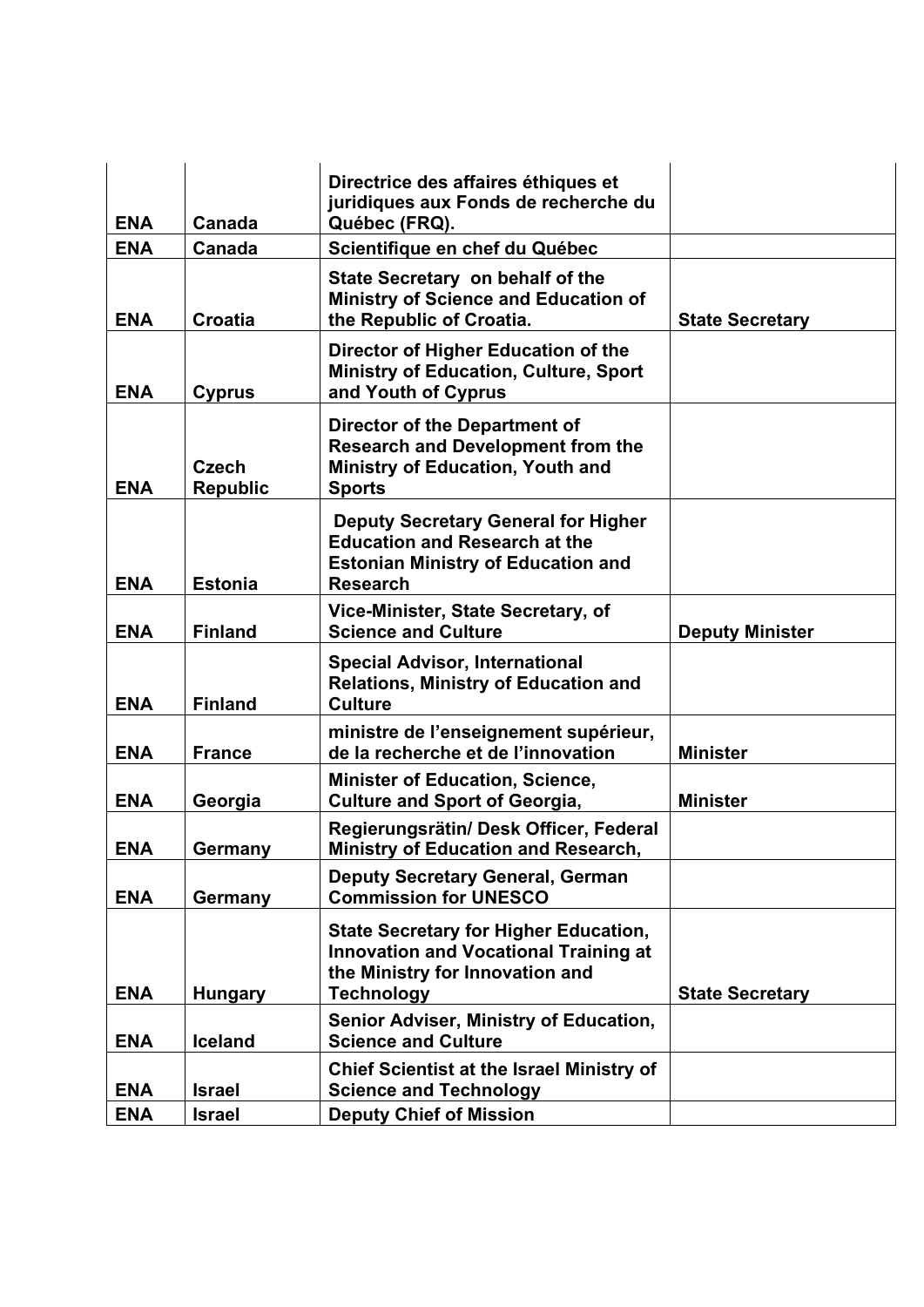| ENA | Canada | Directrice des affaires éthiques et juridiques aux Fonds de recherche du Québec (FRQ). | |
|---|---|---|---|
| ENA | Canada | Scientifique en chef du Québec | |
| ENA | Croatia | State Secretary on behalf of the Ministry of Science and Education of the Republic of Croatia. | State Secretary |
| ENA | Cyprus | Director of Higher Education of the Ministry of Education, Culture, Sport and Youth of Cyprus | |
| ENA | Czech Republic | Director of the Department of Research and Development from the Ministry of Education, Youth and Sports | |
| ENA | Estonia | Deputy Secretary General for Higher Education and Research at the Estonian Ministry of Education and Research | |
| ENA | Finland | Vice-Minister, State Secretary, of Science and Culture | Deputy Minister |
| ENA | Finland | Special Advisor, International Relations, Ministry of Education and Culture | |
| ENA | France | ministre de l'enseignement supérieur, de la recherche et de l'innovation | Minister |
| ENA | Georgia | Minister of Education, Science, Culture and Sport of Georgia, | Minister |
| ENA | Germany | Regierungsrätin/ Desk Officer, Federal Ministry of Education and Research, | |
| ENA | Germany | Deputy Secretary General, German Commission for UNESCO | |
| ENA | Hungary | State Secretary for Higher Education, Innovation and Vocational Training at the Ministry for Innovation and Technology | State Secretary |
| ENA | Iceland | Senior Adviser, Ministry of Education, Science and Culture | |
| ENA | Israel | Chief Scientist at the Israel Ministry of Science and Technology | |
| ENA | Israel | Deputy Chief of Mission | |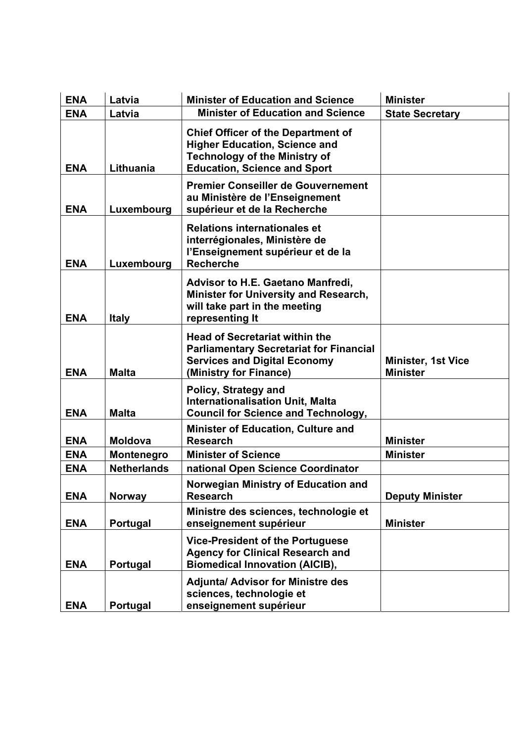| ENA | Latvia | Minister of Education and Science | Minister |
|---|---|---|---|
| ENA | Latvia | Minister of Education and Science | State Secretary |
| ENA | Lithuania | Chief Officer of the Department of Higher Education, Science and Technology of the Ministry of Education, Science and Sport | |
| ENA | Luxembourg | Premier Conseiller de Gouvernement au Ministère de l'Enseignement supérieur et de la Recherche | |
| ENA | Luxembourg | Relations internationales et interrégionales, Ministère de l'Enseignement supérieur et de la Recherche | |
| ENA | Italy | Advisor to H.E. Gaetano Manfredi, Minister for University and Research, will take part in the meeting representing It | |
| ENA | Malta | Head of Secretariat within the Parliamentary Secretariat for Financial Services and Digital Economy (Ministry for Finance) | Minister, 1st Vice Minister |
| ENA | Malta | Policy, Strategy and Internationalisation Unit, Malta Council for Science and Technology, | |
| ENA | Moldova | Minister of Education, Culture and Research | Minister |
| ENA | Montenegro | Minister of Science | Minister |
| ENA | Netherlands | national Open Science Coordinator | |
| ENA | Norway | Norwegian Ministry of Education and Research | Deputy Minister |
| ENA | Portugal | Ministre des sciences, technologie et enseignement supérieur | Minister |
| ENA | Portugal | Vice-President of the Portuguese Agency for Clinical Research and Biomedical Innovation (AICIB), | |
| ENA | Portugal | Adjunta/ Advisor for Ministre des sciences, technologie et enseignement supérieur | |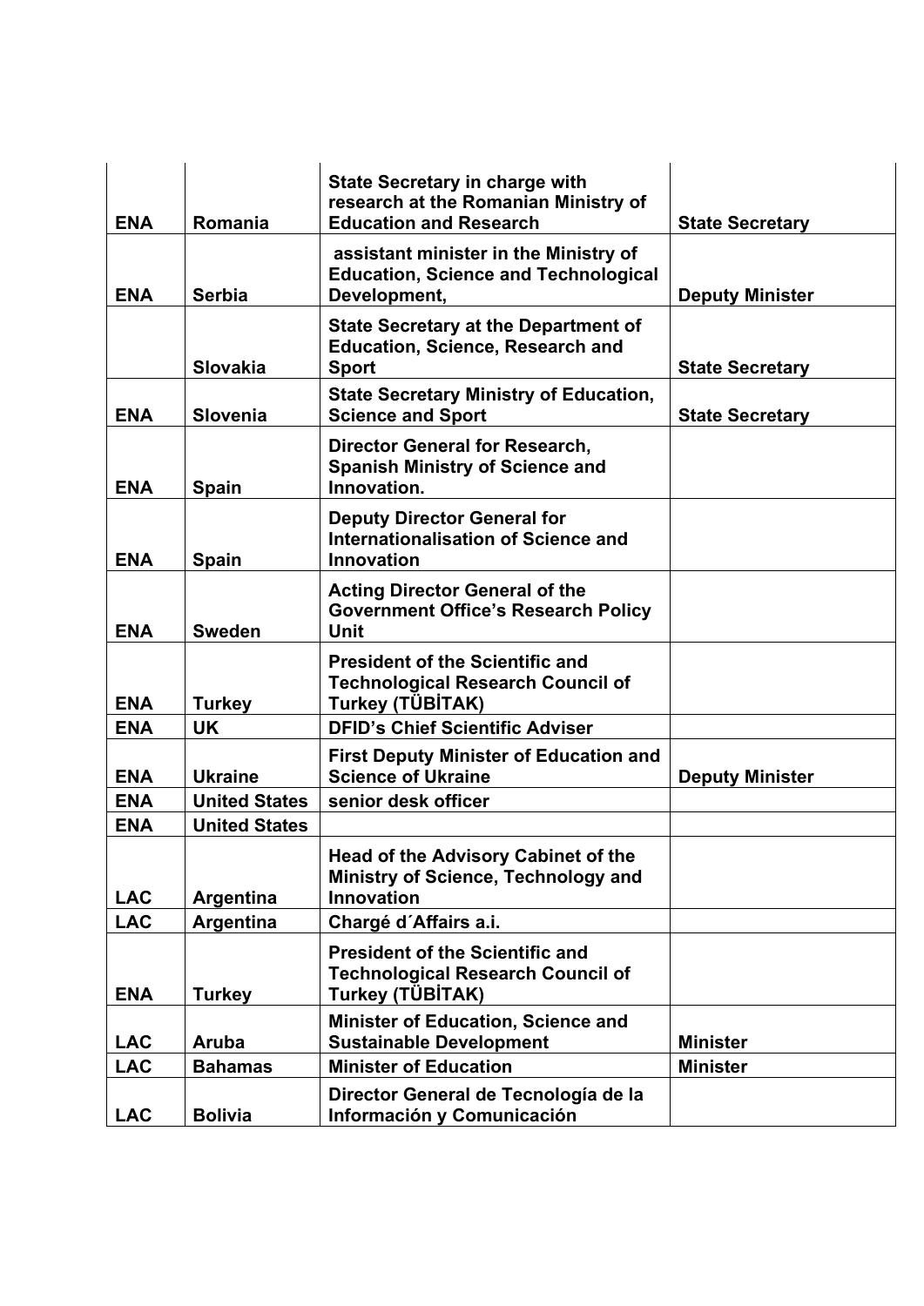| | | | |
|---|---|---|---|
| ENA | Romania | State Secretary in charge with research at the Romanian Ministry of Education and Research | State Secretary |
| ENA | Serbia | assistant minister in the Ministry of Education, Science and Technological Development, | Deputy Minister |
| | Slovakia | State Secretary at the Department of Education, Science, Research and Sport | State Secretary |
| ENA | Slovenia | State Secretary Ministry of Education, Science and Sport | State Secretary |
| ENA | Spain | Director General for Research, Spanish Ministry of Science and Innovation. | |
| ENA | Spain | Deputy Director General for Internationalisation of Science and Innovation | |
| ENA | Sweden | Acting Director General of the Government Office's Research Policy Unit | |
| ENA | Turkey | President of the Scientific and Technological Research Council of Turkey (TÜBİTAK) | |
| ENA | UK | DFID's Chief Scientific Adviser | |
| ENA | Ukraine | First Deputy Minister of Education and Science of Ukraine | Deputy Minister |
| ENA | United States | senior desk officer | |
| ENA | United States | | |
| LAC | Argentina | Head of the Advisory Cabinet of the Ministry of Science, Technology and Innovation | |
| LAC | Argentina | Chargé d´Affairs a.i. | |
| ENA | Turkey | President of the Scientific and Technological Research Council of Turkey (TÜBİTAK) | |
| LAC | Aruba | Minister of Education, Science and Sustainable Development | Minister |
| LAC | Bahamas | Minister of Education | Minister |
| LAC | Bolivia | Director General de Tecnología de la Información y Comunicación | |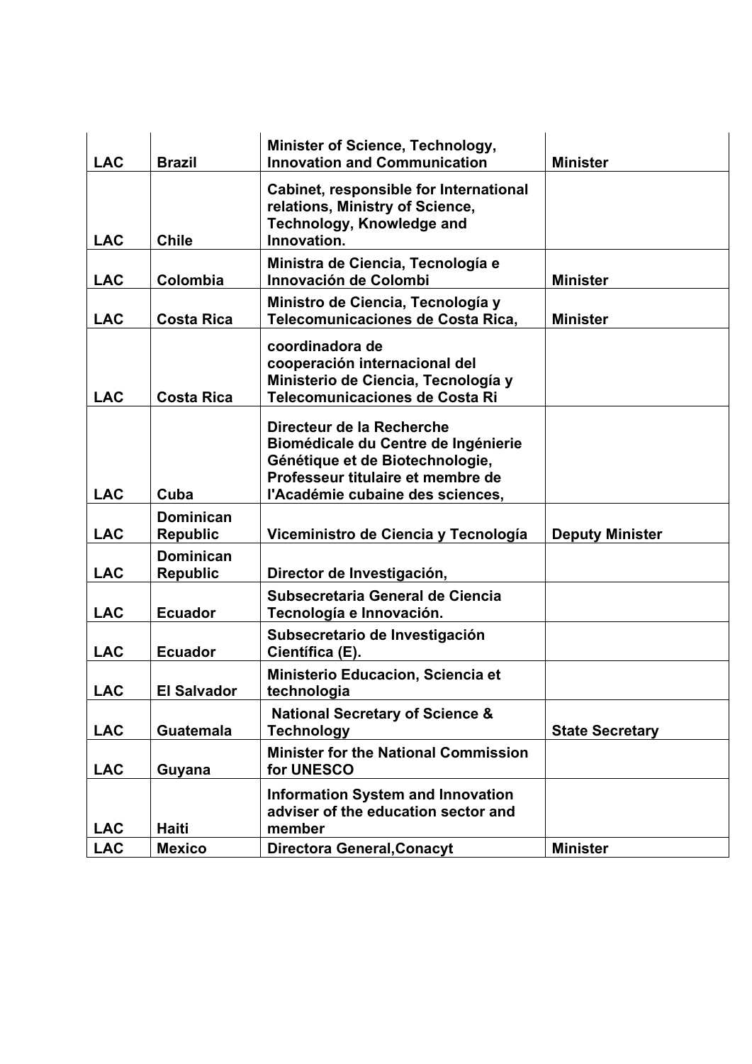| LAC | Brazil | Minister of Science, Technology, Innovation and Communication | Minister |
|---|---|---|---|
| LAC | Chile | Cabinet, responsible for International relations, Ministry of Science, Technology, Knowledge and Innovation. | |
| LAC | Colombia | Ministra de Ciencia, Tecnología e Innovación de Colombi | Minister |
| LAC | Costa Rica | Ministro de Ciencia, Tecnología y Telecomunicaciones de Costa Rica, | Minister |
| LAC | Costa Rica | coordinadora de cooperación internacional del Ministerio de Ciencia, Tecnología y Telecomunicaciones de Costa Ri | |
| LAC | Cuba | Directeur de la Recherche Biomédicale du Centre de Ingénierie Génétique et de Biotechnologie, Professeur titulaire et membre de l'Académie cubaine des sciences, | |
| LAC | Dominican Republic | Viceministro de Ciencia y Tecnología | Deputy Minister |
| LAC | Dominican Republic | Director de Investigación, | |
| LAC | Ecuador | Subsecretaria General de Ciencia Tecnología e Innovación. | |
| LAC | Ecuador | Subsecretario de Investigación Científica (E). | |
| LAC | El Salvador | Ministerio Educacion, Sciencia et technologia | |
| LAC | Guatemala | National Secretary of Science & Technology | State Secretary |
| LAC | Guyana | Minister for the National Commission for UNESCO | |
| LAC | Haiti | Information System and Innovation adviser of the education sector and member | |
| LAC | Mexico | Directora General,Conacyt | Minister |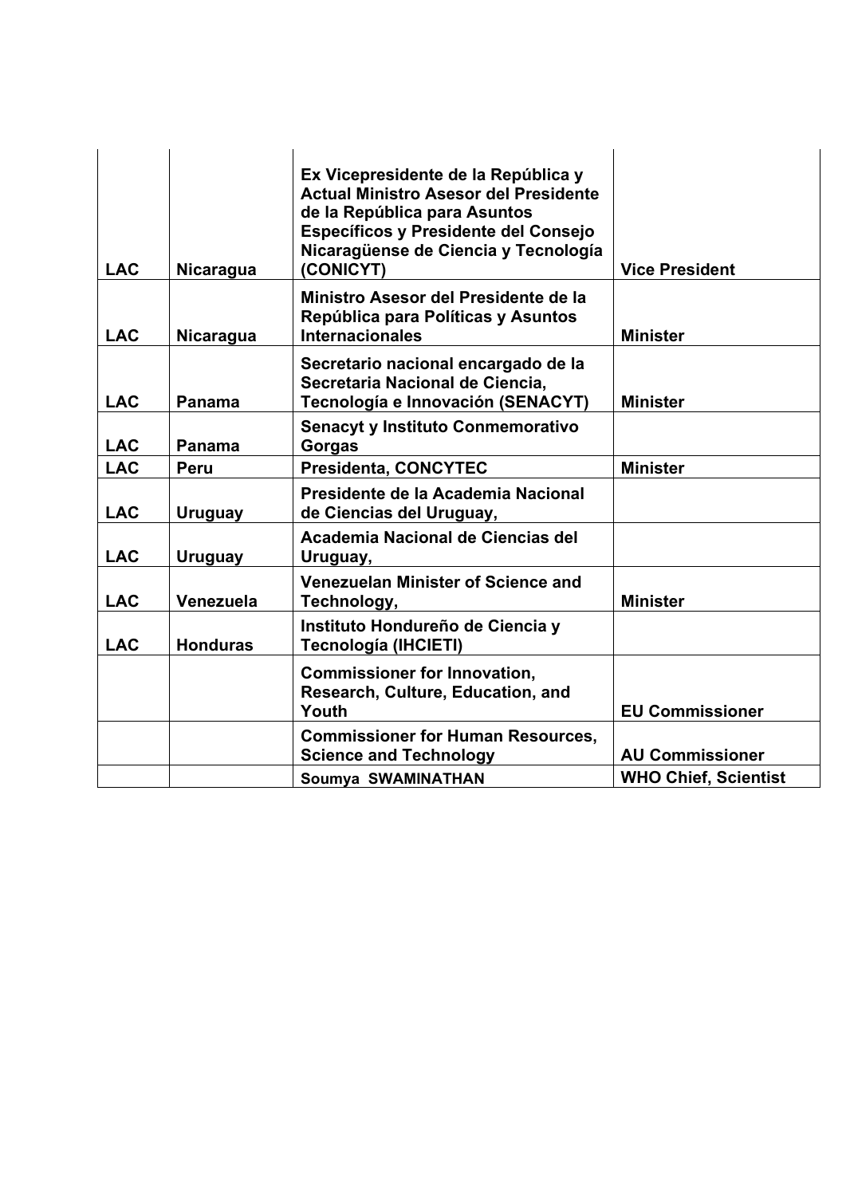| | | | |
|---|---|---|---|
| **LAC** | **Nicaragua** | **Ex Vicepresidente de la República y Actual Ministro Asesor del Presidente de la República para Asuntos Específicos y Presidente del Consejo Nicaragüense de Ciencia y Tecnología (CONICYT)** | **Vice President** |
| **LAC** | **Nicaragua** | **Ministro Asesor del Presidente de la República para Políticas y Asuntos Internacionales** | **Minister** |
| **LAC** | **Panama** | **Secretario nacional encargado de la Secretaria Nacional de Ciencia, Tecnología e Innovación (SENACYT)** | **Minister** |
| **LAC** | **Panama** | **Senacyt y Instituto Conmemorativo Gorgas** | |
| **LAC** | **Peru** | **Presidenta, CONCYTEC** | **Minister** |
| **LAC** | **Uruguay** | **Presidente de la Academia Nacional de Ciencias del Uruguay,** | |
| **LAC** | **Uruguay** | **Academia Nacional de Ciencias del Uruguay,** | |
| **LAC** | **Venezuela** | **Venezuelan Minister of Science and Technology,** | **Minister** |
| **LAC** | **Honduras** | **Instituto Hondureño de Ciencia y Tecnología (IHCIETI)** | |
| | | **Commissioner for Innovation, Research, Culture, Education, and Youth** | **EU Commissioner** |
| | | **Commissioner for Human Resources, Science and Technology** | **AU Commissioner** |
| | | **Soumya SWAMINATHAN** | **WHO Chief, Scientist** |